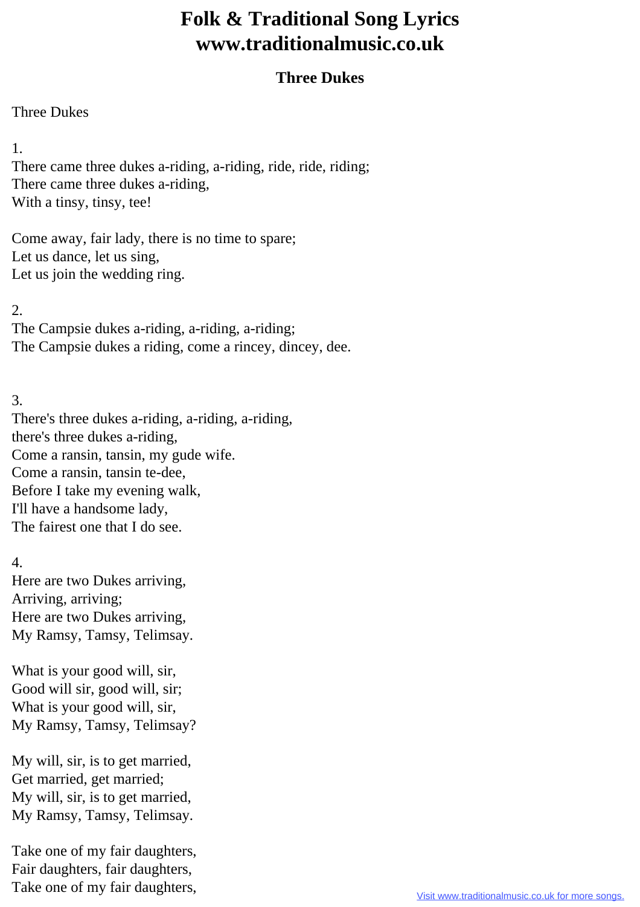# Folk & Traditional Song Lyrics www.traditionalmusic.co.uk

## Three Dukes

Three Dukes

1.
There came three dukes a-riding, a-riding, ride, ride, riding;
There came three dukes a-riding,
With a tinsy, tinsy, tee!

Come away, fair lady, there is no time to spare;
Let us dance, let us sing,
Let us join the wedding ring.

2.
The Campsie dukes a-riding, a-riding, a-riding;
The Campsie dukes a riding, come a rincey, dincey, dee.

3.
There's three dukes a-riding, a-riding, a-riding,
there's three dukes a-riding,
Come a ransin, tansin, my gude wife.
Come a ransin, tansin te-dee,
Before I take my evening walk,
I'll have a handsome lady,
The fairest one that I do see.

4.
Here are two Dukes arriving,
Arriving, arriving;
Here are two Dukes arriving,
My Ramsy, Tamsy, Telimsay.

What is your good will, sir,
Good will sir, good will, sir;
What is your good will, sir,
My Ramsy, Tamsy, Telimsay?

My will, sir, is to get married,
Get married, get married;
My will, sir, is to get married,
My Ramsy, Tamsy, Telimsay.

Take one of my fair daughters,
Fair daughters, fair daughters,
Take one of my fair daughters,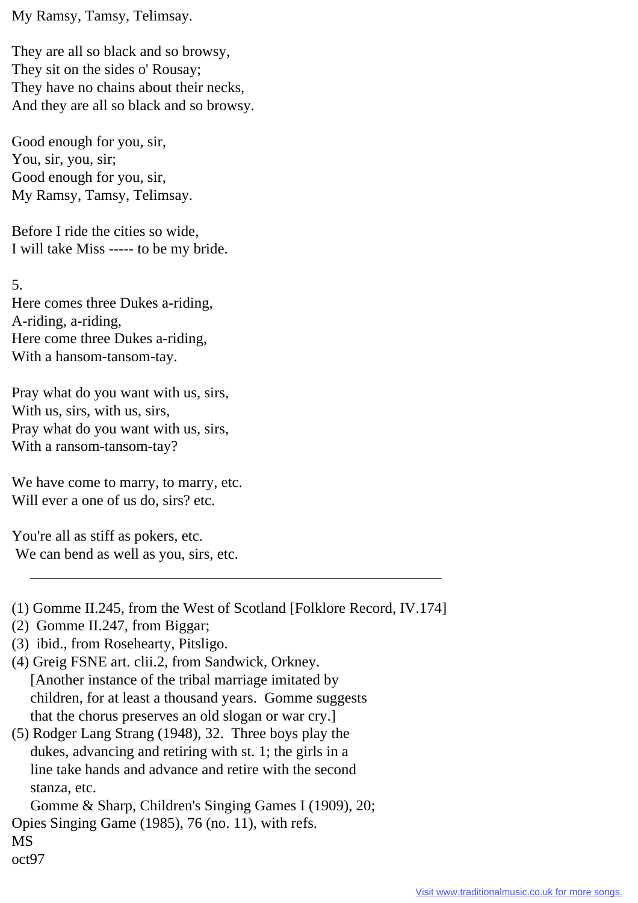My Ramsy, Tamsy, Telimsay.

They are all so black and so browsy,
They sit on the sides o' Rousay;
They have no chains about their necks,
And they are all so black and so browsy.

Good enough for you, sir,
You, sir, you, sir;
Good enough for you, sir,
My Ramsy, Tamsy, Telimsay.

Before I ride the cities so wide,
I will take Miss ----- to be my bride.

5.
Here comes three Dukes a-riding,
A-riding, a-riding,
Here come three Dukes a-riding,
With a hansom-tansom-tay.

Pray what do you want with us, sirs,
With us, sirs, with us, sirs,
Pray what do you want with us, sirs,
With a ransom-tansom-tay?

We have come to marry, to marry, etc.
Will ever a one of us do, sirs? etc.

You're all as stiff as pokers, etc.
We can bend as well as you, sirs, etc.

---

(1) Gomme II.245, from the West of Scotland [Folklore Record, IV.174]
(2) Gomme II.247, from Biggar;
(3) ibid., from Rosehearty, Pitsligo.
(4) Greig FSNE art. clii.2, from Sandwick, Orkney.
[Another instance of the tribal marriage imitated by children, for at least a thousand years. Gomme suggests that the chorus preserves an old slogan or war cry.]
(5) Rodger Lang Strang (1948), 32. Three boys play the dukes, advancing and retiring with st. 1; the girls in a line take hands and advance and retire with the second stanza, etc.
Gomme & Sharp, Children's Singing Games I (1909), 20;
Opies Singing Game (1985), 76 (no. 11), with refs.
MS
oct97